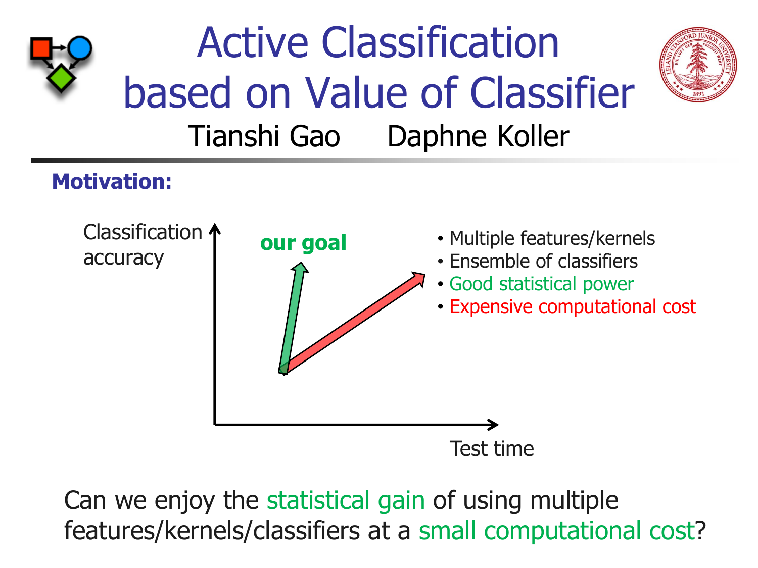# Active Classification based on Value of Classifier

Tianshi Gao Daphne Koller

**Motivation:**

Classification accuracy

our goal

Test time

- Multiple features/kernels
- Ensemble of classifiers
- Good statistical power
- Expensive computational cost

Can we enjoy the statistical gain of using multiple features/kernels/classifiers at a small computational cost?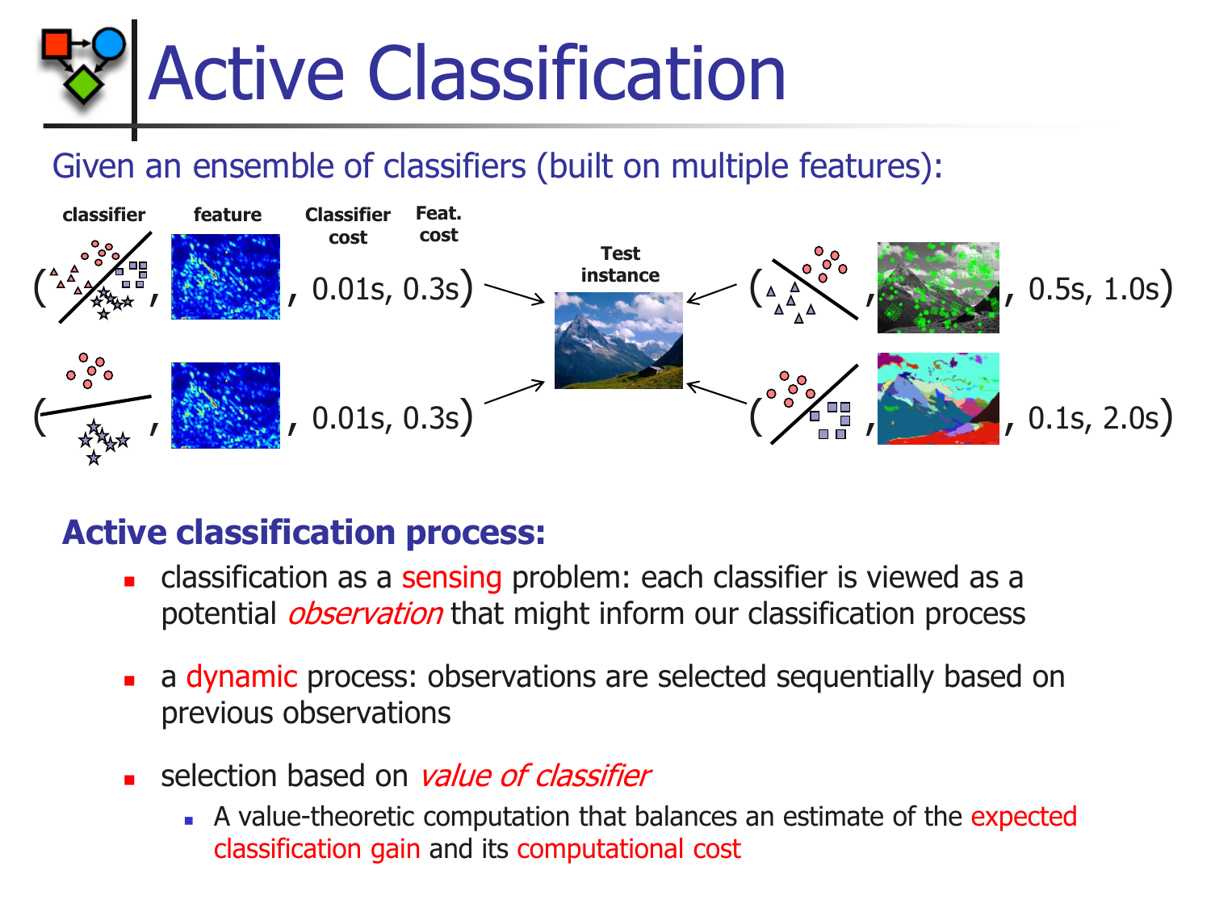# Active Classification

Given an ensemble of classifiers (built on multiple features):

| classifier | feature | Classifier cost | Feat. cost |
|---|---|---|---|
| (classifier, feature, | | 0.01s, | 0.3s) |
| (classifier, feature, | | 0.01s, | 0.3s) |
| (classifier, feature, | | 0.5s, | 1.0s) |
| (classifier, feature, | | 0.1s, | 2.0s) |

Test instance

## Active classification process:

- classification as a sensing problem: each classifier is viewed as a potential *observation* that might inform our classification process
- a dynamic process: observations are selected sequentially based on previous observations
- selection based on *value of classifier*
  - A value-theoretic computation that balances an estimate of the expected classification gain and its computational cost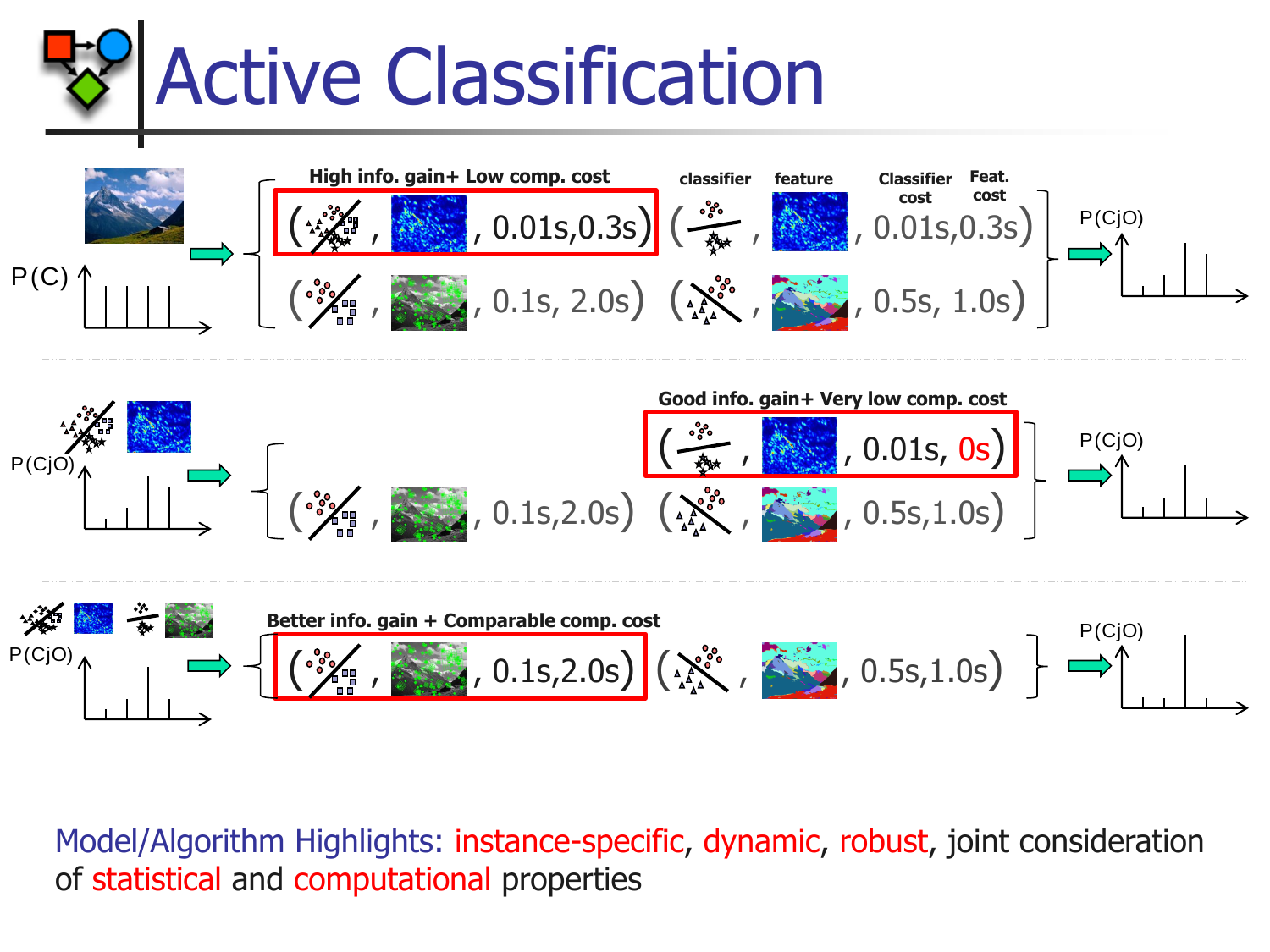# Active Classification

**High info. gain+ Low comp. cost**

| classifier | feature | Classifier cost | Feat. cost |
|---|---|---|---|
| ( , | , | 0.01s, | 0.3s) |

( , , 0.01s,0.3s) ( , , 0.01s,0.3s)

( , , 0.1s, 2.0s) ( , , 0.5s, 1.0s)

P(C) → P(CjO)

**Good info. gain+ Very low comp. cost**

( , , 0.01s, 0s)

( , , 0.1s,2.0s) ( , , 0.5s,1.0s)

P(CjO) → P(CjO)

**Better info. gain + Comparable comp. cost**

( , , 0.1s,2.0s) ( , , 0.5s,1.0s)

P(CjO) → P(CjO)

Model/Algorithm Highlights: instance-specific, dynamic, robust, joint consideration of statistical and computational properties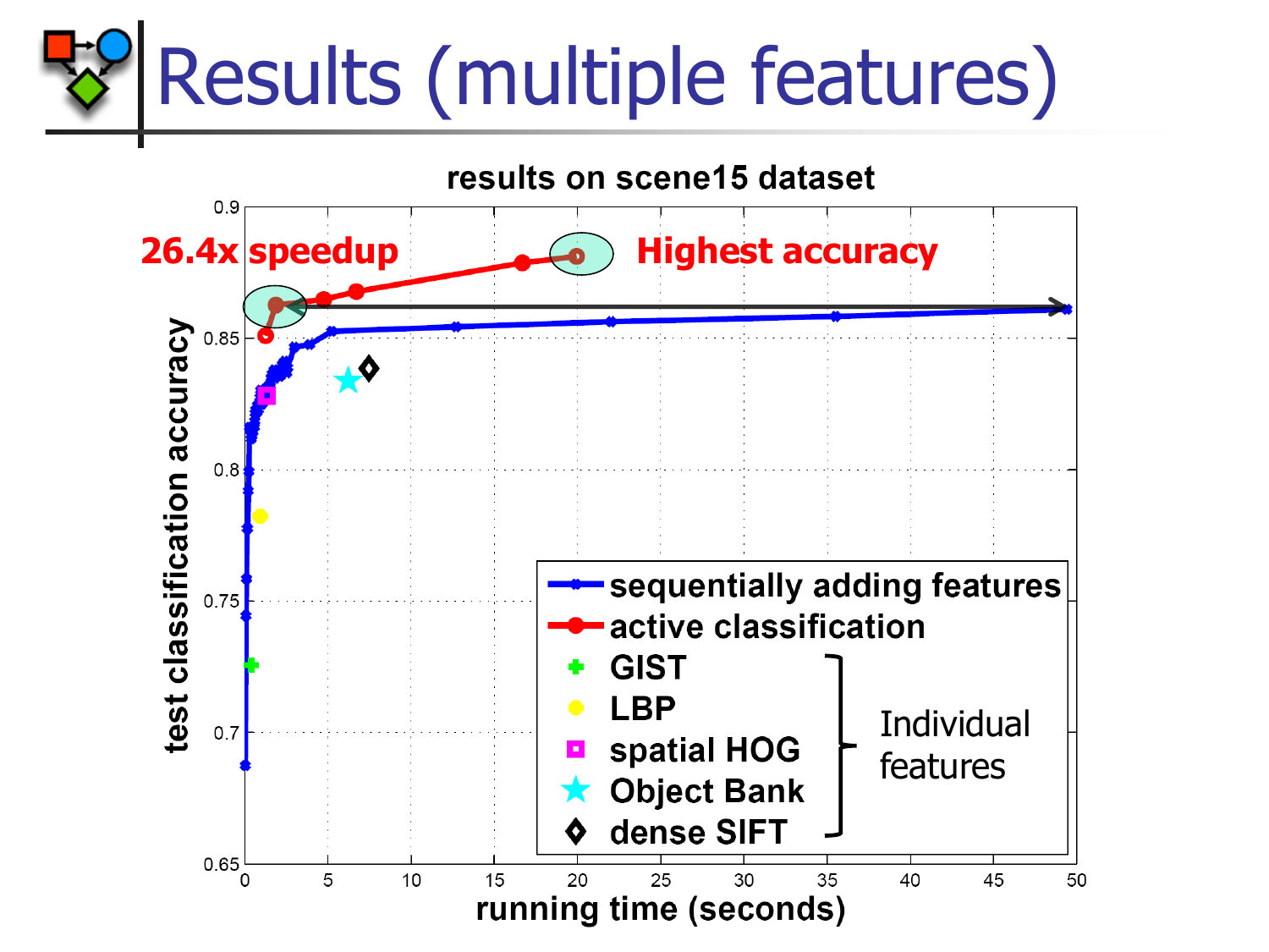# Results (multiple features)

results on scene15 dataset

26.4x speedup

Highest accuracy

test classification accuracy

0.9
0.85
0.8
0.75
0.7
0.65

running time (seconds)

0 5 10 15 20 25 30 35 40 45 50

sequentially adding features
active classification
GIST
LBP
spatial HOG
Object Bank
dense SIFT

Individual features